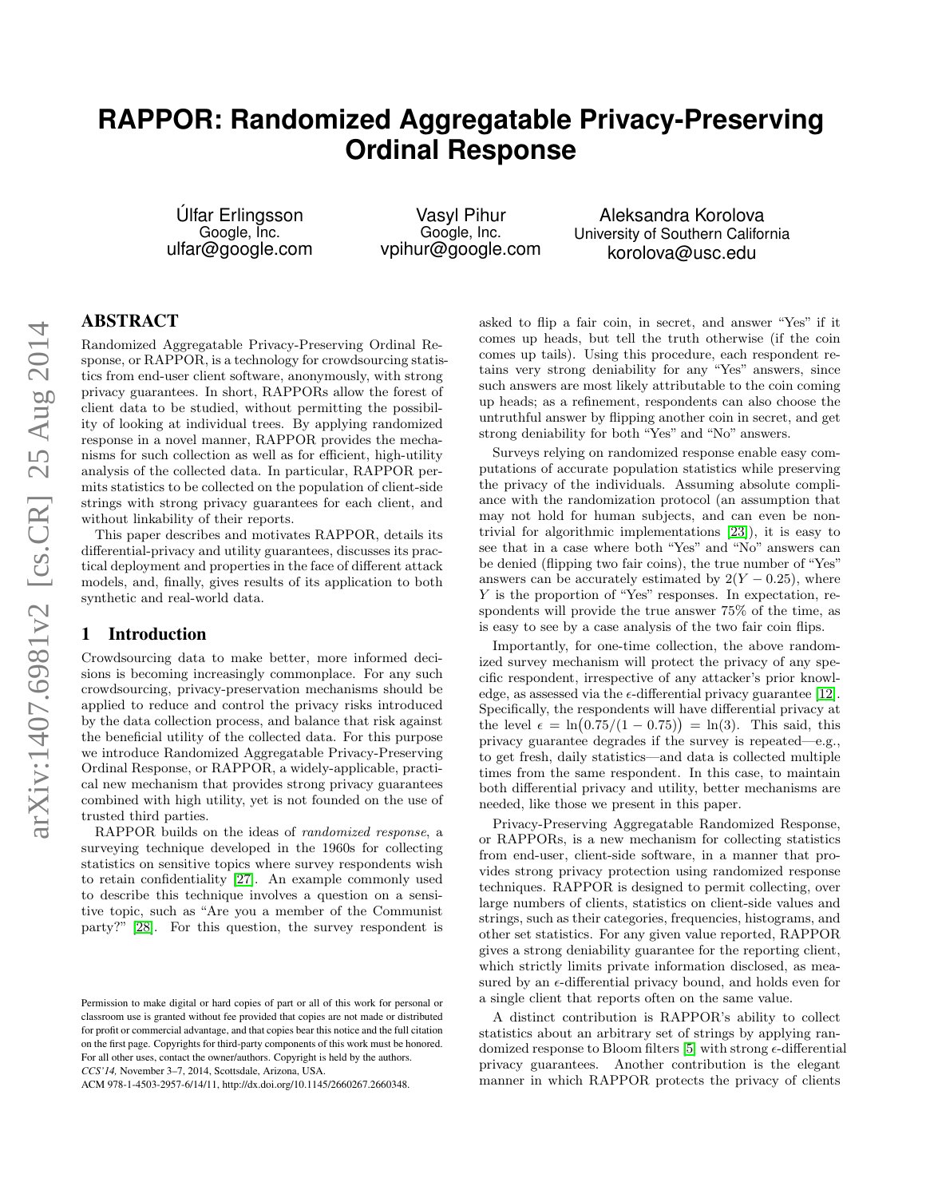# RAPPOR: Randomized Aggregatable Privacy-Preserving Ordinal Response

Úlfar Erlingsson
Google, Inc.
ulfar@google.com

Vasyl Pihur
Google, Inc.
vpihur@google.com

Aleksandra Korolova
University of Southern California
korolova@usc.edu

## ABSTRACT

Randomized Aggregatable Privacy-Preserving Ordinal Response, or RAPPOR, is a technology for crowdsourcing statistics from end-user client software, anonymously, with strong privacy guarantees. In short, RAPPORs allow the forest of client data to be studied, without permitting the possibility of looking at individual trees. By applying randomized response in a novel manner, RAPPOR provides the mechanisms for such collection as well as for efficient, high-utility analysis of the collected data. In particular, RAPPOR permits statistics to be collected on the population of client-side strings with strong privacy guarantees for each client, and without linkability of their reports.

This paper describes and motivates RAPPOR, details its differential-privacy and utility guarantees, discusses its practical deployment and properties in the face of different attack models, and, finally, gives results of its application to both synthetic and real-world data.

## 1 Introduction

Crowdsourcing data to make better, more informed decisions is becoming increasingly commonplace. For any such crowdsourcing, privacy-preservation mechanisms should be applied to reduce and control the privacy risks introduced by the data collection process, and balance that risk against the beneficial utility of the collected data. For this purpose we introduce Randomized Aggregatable Privacy-Preserving Ordinal Response, or RAPPOR, a widely-applicable, practical new mechanism that provides strong privacy guarantees combined with high utility, yet is not founded on the use of trusted third parties.

RAPPOR builds on the ideas of *randomized response*, a surveying technique developed in the 1960s for collecting statistics on sensitive topics where survey respondents wish to retain confidentiality [27]. An example commonly used to describe this technique involves a question on a sensitive topic, such as "Are you a member of the Communist party?" [28]. For this question, the survey respondent is asked to flip a fair coin, in secret, and answer "Yes" if it comes up heads, but tell the truth otherwise (if the coin comes up tails). Using this procedure, each respondent retains very strong deniability for any "Yes" answers, since such answers are most likely attributable to the coin coming up heads; as a refinement, respondents can also choose the untruthful answer by flipping another coin in secret, and get strong deniability for both "Yes" and "No" answers.

Surveys relying on randomized response enable easy computations of accurate population statistics while preserving the privacy of the individuals. Assuming absolute compliance with the randomization protocol (an assumption that may not hold for human subjects, and can even be nontrivial for algorithmic implementations [23]), it is easy to see that in a case where both "Yes" and "No" answers can be denied (flipping two fair coins), the true number of "Yes" answers can be accurately estimated by $2(Y - 0.25)$, where $Y$ is the proportion of "Yes" responses. In expectation, respondents will provide the true answer 75% of the time, as is easy to see by a case analysis of the two fair coin flips.

Importantly, for one-time collection, the above randomized survey mechanism will protect the privacy of any specific respondent, irrespective of any attacker's prior knowledge, as assessed via the $\epsilon$-differential privacy guarantee [12]. Specifically, the respondents will have differential privacy at the level $\epsilon = \ln\big(0.75/(1 - 0.75)\big) = \ln(3)$. This said, this privacy guarantee degrades if the survey is repeated—e.g., to get fresh, daily statistics—and data is collected multiple times from the same respondent. In this case, to maintain both differential privacy and utility, better mechanisms are needed, like those we present in this paper.

Privacy-Preserving Aggregatable Randomized Response, or RAPPORs, is a new mechanism for collecting statistics from end-user, client-side software, in a manner that provides strong privacy protection using randomized response techniques. RAPPOR is designed to permit collecting, over large numbers of clients, statistics on client-side values and strings, such as their categories, frequencies, histograms, and other set statistics. For any given value reported, RAPPOR gives a strong deniability guarantee for the reporting client, which strictly limits private information disclosed, as measured by an $\epsilon$-differential privacy bound, and holds even for a single client that reports often on the same value.

A distinct contribution is RAPPOR's ability to collect statistics about an arbitrary set of strings by applying randomized response to Bloom filters [5] with strong $\epsilon$-differential privacy guarantees. Another contribution is the elegant manner in which RAPPOR protects the privacy of clients

Permission to make digital or hard copies of part or all of this work for personal or classroom use is granted without fee provided that copies are not made or distributed for profit or commercial advantage, and that copies bear this notice and the full citation on the first page. Copyrights for third-party components of this work must be honored. For all other uses, contact the owner/authors. Copyright is held by the authors.
*CCS'14,* November 3–7, 2014, Scottsdale, Arizona, USA.
ACM 978-1-4503-2957-6/14/11, http://dx.doi.org/10.1145/2660267.2660348.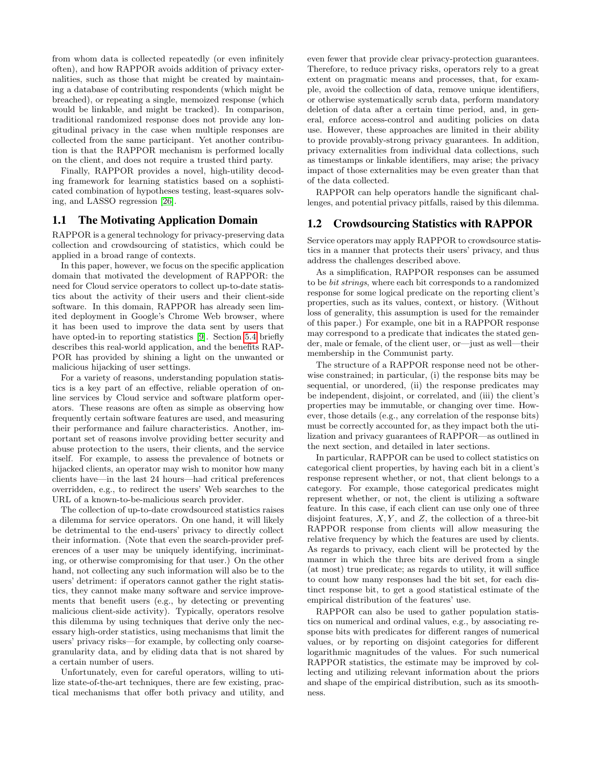from whom data is collected repeatedly (or even infinitely often), and how RAPPOR avoids addition of privacy externalities, such as those that might be created by maintaining a database of contributing respondents (which might be breached), or repeating a single, memoized response (which would be linkable, and might be tracked). In comparison, traditional randomized response does not provide any longitudinal privacy in the case when multiple responses are collected from the same participant. Yet another contribution is that the RAPPOR mechanism is performed locally on the client, and does not require a trusted third party.

Finally, RAPPOR provides a novel, high-utility decoding framework for learning statistics based on a sophisticated combination of hypotheses testing, least-squares solving, and LASSO regression [26].

## 1.1 The Motivating Application Domain

RAPPOR is a general technology for privacy-preserving data collection and crowdsourcing of statistics, which could be applied in a broad range of contexts.

In this paper, however, we focus on the specific application domain that motivated the development of RAPPOR: the need for Cloud service operators to collect up-to-date statistics about the activity of their users and their client-side software. In this domain, RAPPOR has already seen limited deployment in Google's Chrome Web browser, where it has been used to improve the data sent by users that have opted-in to reporting statistics [9]. Section 5.4 briefly describes this real-world application, and the benefits RAPPOR has provided by shining a light on the unwanted or malicious hijacking of user settings.

For a variety of reasons, understanding population statistics is a key part of an effective, reliable operation of online services by Cloud service and software platform operators. These reasons are often as simple as observing how frequently certain software features are used, and measuring their performance and failure characteristics. Another, important set of reasons involve providing better security and abuse protection to the users, their clients, and the service itself. For example, to assess the prevalence of botnets or hijacked clients, an operator may wish to monitor how many clients have—in the last 24 hours—had critical preferences overridden, e.g., to redirect the users' Web searches to the URL of a known-to-be-malicious search provider.

The collection of up-to-date crowdsourced statistics raises a dilemma for service operators. On one hand, it will likely be detrimental to the end-users' privacy to directly collect their information. (Note that even the search-provider preferences of a user may be uniquely identifying, incriminating, or otherwise compromising for that user.) On the other hand, not collecting any such information will also be to the users' detriment: if operators cannot gather the right statistics, they cannot make many software and service improvements that benefit users (e.g., by detecting or preventing malicious client-side activity). Typically, operators resolve this dilemma by using techniques that derive only the necessary high-order statistics, using mechanisms that limit the users' privacy risks—for example, by collecting only coarse-granularity data, and by eliding data that is not shared by a certain number of users.

Unfortunately, even for careful operators, willing to utilize state-of-the-art techniques, there are few existing, practical mechanisms that offer both privacy and utility, and even fewer that provide clear privacy-protection guarantees. Therefore, to reduce privacy risks, operators rely to a great extent on pragmatic means and processes, that, for example, avoid the collection of data, remove unique identifiers, or otherwise systematically scrub data, perform mandatory deletion of data after a certain time period, and, in general, enforce access-control and auditing policies on data use. However, these approaches are limited in their ability to provide provably-strong privacy guarantees. In addition, privacy externalities from individual data collections, such as timestamps or linkable identifiers, may arise; the privacy impact of those externalities may be even greater than that of the data collected.

RAPPOR can help operators handle the significant challenges, and potential privacy pitfalls, raised by this dilemma.

## 1.2 Crowdsourcing Statistics with RAPPOR

Service operators may apply RAPPOR to crowdsource statistics in a manner that protects their users' privacy, and thus address the challenges described above.

As a simplification, RAPPOR responses can be assumed to be *bit strings*, where each bit corresponds to a randomized response for some logical predicate on the reporting client's properties, such as its values, context, or history. (Without loss of generality, this assumption is used for the remainder of this paper.) For example, one bit in a RAPPOR response may correspond to a predicate that indicates the stated gender, male or female, of the client user, or—just as well—their membership in the Communist party.

The structure of a RAPPOR response need not be otherwise constrained; in particular, (i) the response bits may be sequential, or unordered, (ii) the response predicates may be independent, disjoint, or correlated, and (iii) the client's properties may be immutable, or changing over time. However, those details (e.g., any correlation of the response bits) must be correctly accounted for, as they impact both the utilization and privacy guarantees of RAPPOR—as outlined in the next section, and detailed in later sections.

In particular, RAPPOR can be used to collect statistics on categorical client properties, by having each bit in a client's response represent whether, or not, that client belongs to a category. For example, those categorical predicates might represent whether, or not, the client is utilizing a software feature. In this case, if each client can use only one of three disjoint features, $X, Y$, and $Z$, the collection of a three-bit RAPPOR response from clients will allow measuring the relative frequency by which the features are used by clients. As regards to privacy, each client will be protected by the manner in which the three bits are derived from a single (at most) true predicate; as regards to utility, it will suffice to count how many responses had the bit set, for each distinct response bit, to get a good statistical estimate of the empirical distribution of the features' use.

RAPPOR can also be used to gather population statistics on numerical and ordinal values, e.g., by associating response bits with predicates for different ranges of numerical values, or by reporting on disjoint categories for different logarithmic magnitudes of the values. For such numerical RAPPOR statistics, the estimate may be improved by collecting and utilizing relevant information about the priors and shape of the empirical distribution, such as its smoothness.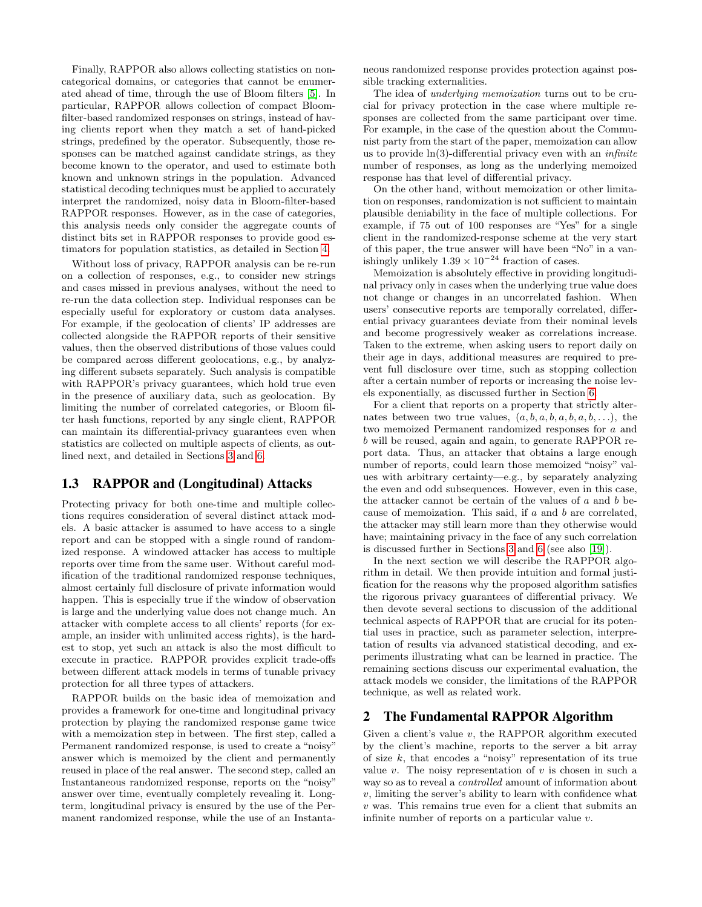Finally, RAPPOR also allows collecting statistics on non-categorical domains, or categories that cannot be enumerated ahead of time, through the use of Bloom filters [5]. In particular, RAPPOR allows collection of compact Bloom-filter-based randomized responses on strings, instead of having clients report when they match a set of hand-picked strings, predefined by the operator. Subsequently, those responses can be matched against candidate strings, as they become known to the operator, and used to estimate both known and unknown strings in the population. Advanced statistical decoding techniques must be applied to accurately interpret the randomized, noisy data in Bloom-filter-based RAPPOR responses. However, as in the case of categories, this analysis needs only consider the aggregate counts of distinct bits set in RAPPOR responses to provide good estimators for population statistics, as detailed in Section 4.

Without loss of privacy, RAPPOR analysis can be re-run on a collection of responses, e.g., to consider new strings and cases missed in previous analyses, without the need to re-run the data collection step. Individual responses can be especially useful for exploratory or custom data analyses. For example, if the geolocation of clients' IP addresses are collected alongside the RAPPOR reports of their sensitive values, then the observed distributions of those values could be compared across different geolocations, e.g., by analyzing different subsets separately. Such analysis is compatible with RAPPOR's privacy guarantees, which hold true even in the presence of auxiliary data, such as geolocation. By limiting the number of correlated categories, or Bloom filter hash functions, reported by any single client, RAPPOR can maintain its differential-privacy guarantees even when statistics are collected on multiple aspects of clients, as outlined next, and detailed in Sections 3 and 6.

## 1.3 RAPPOR and (Longitudinal) Attacks

Protecting privacy for both one-time and multiple collections requires consideration of several distinct attack models. A basic attacker is assumed to have access to a single report and can be stopped with a single round of randomized response. A windowed attacker has access to multiple reports over time from the same user. Without careful modification of the traditional randomized response techniques, almost certainly full disclosure of private information would happen. This is especially true if the window of observation is large and the underlying value does not change much. An attacker with complete access to all clients' reports (for example, an insider with unlimited access rights), is the hardest to stop, yet such an attack is also the most difficult to execute in practice. RAPPOR provides explicit trade-offs between different attack models in terms of tunable privacy protection for all three types of attackers.

RAPPOR builds on the basic idea of memoization and provides a framework for one-time and longitudinal privacy protection by playing the randomized response game twice with a memoization step in between. The first step, called a Permanent randomized response, is used to create a "noisy" answer which is memoized by the client and permanently reused in place of the real answer. The second step, called an Instantaneous randomized response, reports on the "noisy" answer over time, eventually completely revealing it. Long-term, longitudinal privacy is ensured by the use of the Permanent randomized response, while the use of an Instantaneous randomized response provides protection against possible tracking externalities.

The idea of *underlying memoization* turns out to be crucial for privacy protection in the case where multiple responses are collected from the same participant over time. For example, in the case of the question about the Communist party from the start of the paper, memoization can allow us to provide ln(3)-differential privacy even with an *infinite* number of responses, as long as the underlying memoized response has that level of differential privacy.

On the other hand, without memoization or other limitation on responses, randomization is not sufficient to maintain plausible deniability in the face of multiple collections. For example, if 75 out of 100 responses are "Yes" for a single client in the randomized-response scheme at the very start of this paper, the true answer will have been "No" in a vanishingly unlikely $1.39 \times 10^{-24}$ fraction of cases.

Memoization is absolutely effective in providing longitudinal privacy only in cases when the underlying true value does not change or changes in an uncorrelated fashion. When users' consecutive reports are temporally correlated, differential privacy guarantees deviate from their nominal levels and become progressively weaker as correlations increase. Taken to the extreme, when asking users to report daily on their age in days, additional measures are required to prevent full disclosure over time, such as stopping collection after a certain number of reports or increasing the noise levels exponentially, as discussed further in Section 6.

For a client that reports on a property that strictly alternates between two true values, $(a, b, a, b, a, b, a, b, \ldots)$, the two memoized Permanent randomized responses for $a$ and $b$ will be reused, again and again, to generate RAPPOR report data. Thus, an attacker that obtains a large enough number of reports, could learn those memoized "noisy" values with arbitrary certainty—e.g., by separately analyzing the even and odd subsequences. However, even in this case, the attacker cannot be certain of the values of $a$ and $b$ because of memoization. This said, if $a$ and $b$ are correlated, the attacker may still learn more than they otherwise would have; maintaining privacy in the face of any such correlation is discussed further in Sections 3 and 6 (see also [19]).

In the next section we will describe the RAPPOR algorithm in detail. We then provide intuition and formal justification for the reasons why the proposed algorithm satisfies the rigorous privacy guarantees of differential privacy. We then devote several sections to discussion of the additional technical aspects of RAPPOR that are crucial for its potential uses in practice, such as parameter selection, interpretation of results via advanced statistical decoding, and experiments illustrating what can be learned in practice. The remaining sections discuss our experimental evaluation, the attack models we consider, the limitations of the RAPPOR technique, as well as related work.

# 2 The Fundamental RAPPOR Algorithm

Given a client's value $v$, the RAPPOR algorithm executed by the client's machine, reports to the server a bit array of size $k$, that encodes a "noisy" representation of its true value $v$. The noisy representation of $v$ is chosen in such a way so as to reveal a *controlled* amount of information about $v$, limiting the server's ability to learn with confidence what $v$ was. This remains true even for a client that submits an infinite number of reports on a particular value $v$.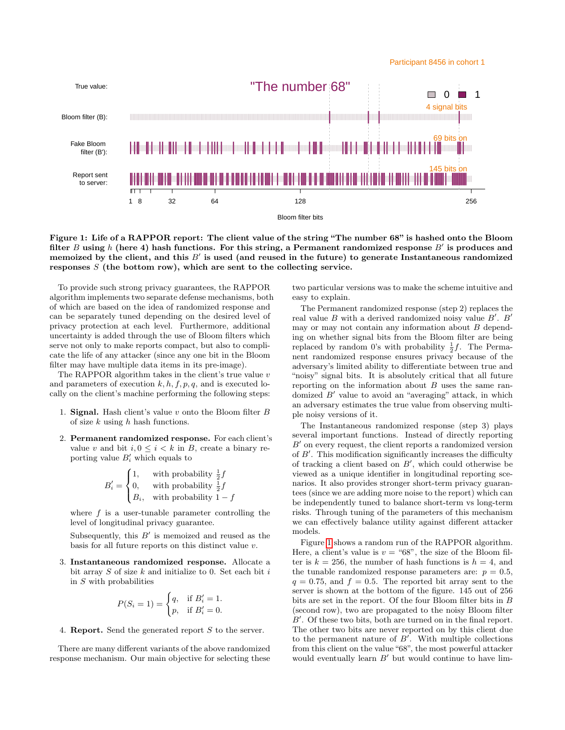Participant 8456 in cohort 1

True value: "The number 68"

0 1

Bloom filter (B): 4 signal bits

Fake Bloom filter (B'): 69 bits on

Report sent to server: 145 bits on

1 8 32 64 128 256

Bloom filter bits

**Figure 1: Life of a RAPPOR report: The client value of the string "The number 68" is hashed onto the Bloom filter $B$ using $h$ (here 4) hash functions. For this string, a Permanent randomized response $B'$ is produces and memoized by the client, and this $B'$ is used (and reused in the future) to generate Instantaneous randomized responses $S$ (the bottom row), which are sent to the collecting service.**

To provide such strong privacy guarantees, the RAPPOR algorithm implements two separate defense mechanisms, both of which are based on the idea of randomized response and can be separately tuned depending on the desired level of privacy protection at each level. Furthermore, additional uncertainty is added through the use of Bloom filters which serve not only to make reports compact, but also to complicate the life of any attacker (since any one bit in the Bloom filter may have multiple data items in its pre-image).

The RAPPOR algorithm takes in the client's true value $v$ and parameters of execution $k, h, f, p, q$, and is executed locally on the client's machine performing the following steps:

1. **Signal.** Hash client's value $v$ onto the Bloom filter $B$ of size $k$ using $h$ hash functions.

2. **Permanent randomized response.** For each client's value $v$ and bit $i, 0 \leq i < k$ in $B$, create a binary reporting value $B'_i$ which equals to

$$B'_i = \begin{cases} 1, & \text{with probability } \frac{1}{2}f \\ 0, & \text{with probability } \frac{1}{2}f \\ B_i, & \text{with probability } 1 - f \end{cases}$$

   where $f$ is a user-tunable parameter controlling the level of longitudinal privacy guarantee.

   Subsequently, this $B'$ is memoized and reused as the basis for all future reports on this distinct value $v$.

3. **Instantaneous randomized response.** Allocate a bit array $S$ of size $k$ and initialize to 0. Set each bit $i$ in $S$ with probabilities

$$P(S_i = 1) = \begin{cases} q, & \text{if } B'_i = 1. \\ p, & \text{if } B'_i = 0. \end{cases}$$

4. **Report.** Send the generated report $S$ to the server.

There are many different variants of the above randomized response mechanism. Our main objective for selecting these two particular versions was to make the scheme intuitive and easy to explain.

The Permanent randomized response (step 2) replaces the real value $B$ with a derived randomized noisy value $B'$. $B'$ may or may not contain any information about $B$ depending on whether signal bits from the Bloom filter are being replaced by random 0's with probability $\frac{1}{2}f$. The Permanent randomized response ensures privacy because of the adversary's limited ability to differentiate between true and "noisy" signal bits. It is absolutely critical that all future reporting on the information about $B$ uses the same randomized $B'$ value to avoid an "averaging" attack, in which an adversary estimates the true value from observing multiple noisy versions of it.

The Instantaneous randomized response (step 3) plays several important functions. Instead of directly reporting $B'$ on every request, the client reports a randomized version of $B'$. This modification significantly increases the difficulty of tracking a client based on $B'$, which could otherwise be viewed as a unique identifier in longitudinal reporting scenarios. It also provides stronger short-term privacy guarantees (since we are adding more noise to the report) which can be independently tuned to balance short-term vs long-term risks. Through tuning of the parameters of this mechanism we can effectively balance utility against different attacker models.

Figure 1 shows a random run of the RAPPOR algorithm. Here, a client's value is $v$ = "68", the size of the Bloom filter is $k = 256$, the number of hash functions is $h = 4$, and the tunable randomized response parameters are: $p = 0.5$, $q = 0.75$, and $f = 0.5$. The reported bit array sent to the server is shown at the bottom of the figure. 145 out of 256 bits are set in the report. Of the four Bloom filter bits in $B$ (second row), two are propagated to the noisy Bloom filter $B'$. Of these two bits, both are turned on in the final report. The other two bits are never reported on by this client due to the permanent nature of $B'$. With multiple collections from this client on the value "68", the most powerful attacker would eventually learn $B'$ but would continue to have lim-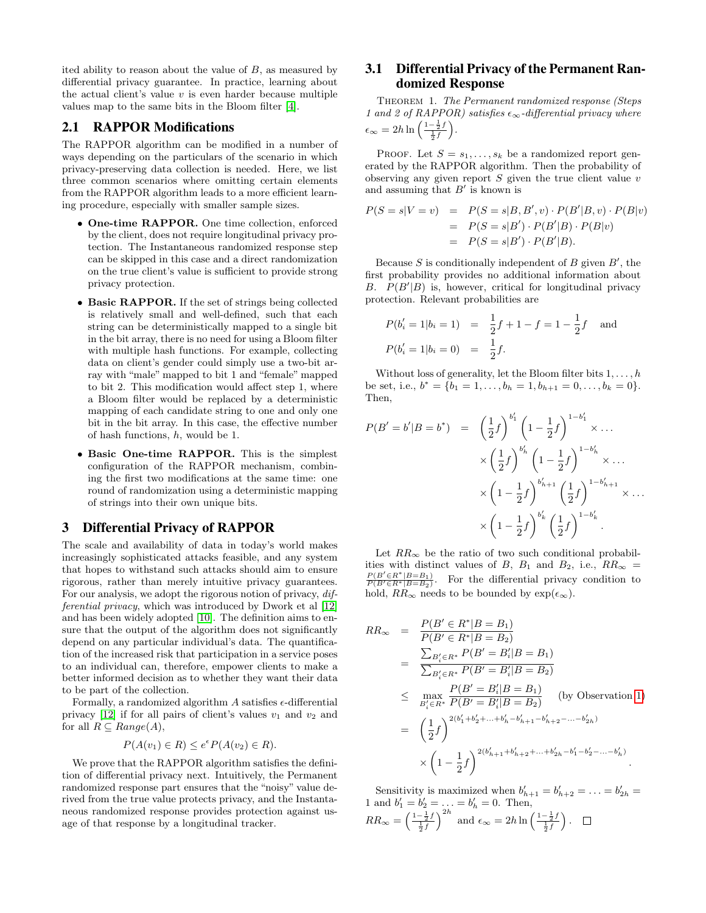ited ability to reason about the value of $B$, as measured by differential privacy guarantee. In practice, learning about the actual client's value $v$ is even harder because multiple values map to the same bits in the Bloom filter [4].

## 2.1 RAPPOR Modifications

The RAPPOR algorithm can be modified in a number of ways depending on the particulars of the scenario in which privacy-preserving data collection is needed. Here, we list three common scenarios where omitting certain elements from the RAPPOR algorithm leads to a more efficient learning procedure, especially with smaller sample sizes.

- **One-time RAPPOR.** One time collection, enforced by the client, does not require longitudinal privacy protection. The Instantaneous randomized response step can be skipped in this case and a direct randomization on the true client's value is sufficient to provide strong privacy protection.
- **Basic RAPPOR.** If the set of strings being collected is relatively small and well-defined, such that each string can be deterministically mapped to a single bit in the bit array, there is no need for using a Bloom filter with multiple hash functions. For example, collecting data on client's gender could simply use a two-bit array with "male" mapped to bit 1 and "female" mapped to bit 2. This modification would affect step 1, where a Bloom filter would be replaced by a deterministic mapping of each candidate string to one and only one bit in the bit array. In this case, the effective number of hash functions, $h$, would be 1.
- **Basic One-time RAPPOR.** This is the simplest configuration of the RAPPOR mechanism, combining the first two modifications at the same time: one round of randomization using a deterministic mapping of strings into their own unique bits.

# 3 Differential Privacy of RAPPOR

The scale and availability of data in today's world makes increasingly sophisticated attacks feasible, and any system that hopes to withstand such attacks should aim to ensure rigorous, rather than merely intuitive privacy guarantees. For our analysis, we adopt the rigorous notion of privacy, *differential privacy*, which was introduced by Dwork et al [12] and has been widely adopted [10]. The definition aims to ensure that the output of the algorithm does not significantly depend on any particular individual's data. The quantification of the increased risk that participation in a service poses to an individual can, therefore, empower clients to make a better informed decision as to whether they want their data to be part of the collection.

Formally, a randomized algorithm $A$ satisfies $\epsilon$-differential privacy [12] if for all pairs of client's values $v_1$ and $v_2$ and for all $R \subseteq Range(A)$,

$$P(A(v_1) \in R) \le e^{\epsilon} P(A(v_2) \in R).$$

We prove that the RAPPOR algorithm satisfies the definition of differential privacy next. Intuitively, the Permanent randomized response part ensures that the "noisy" value derived from the true value protects privacy, and the Instantaneous randomized response provides protection against usage of that response by a longitudinal tracker.

## 3.1 Differential Privacy of the Permanent Randomized Response

THEOREM 1. *The Permanent randomized response (Steps 1 and 2 of RAPPOR) satisfies $\epsilon_\infty$-differential privacy where $\epsilon_\infty = 2h \ln\left(\frac{1-\frac{1}{2}f}{\frac{1}{2}f}\right)$.*

PROOF. Let $S = s_1, \ldots, s_k$ be a randomized report generated by the RAPPOR algorithm. Then the probability of observing any given report $S$ given the true client value $v$ and assuming that $B'$ is known is

$$\begin{aligned}
P(S = s|V = v) &= P(S = s|B, B', v) \cdot P(B'|B, v) \cdot P(B|v) \\
&= P(S = s|B') \cdot P(B'|B) \cdot P(B|v) \\
&= P(S = s|B') \cdot P(B'|B).
\end{aligned}$$

Because $S$ is conditionally independent of $B$ given $B'$, the first probability provides no additional information about $B$. $P(B'|B)$ is, however, critical for longitudinal privacy protection. Relevant probabilities are

$$\begin{aligned}
P(b'_i = 1|b_i = 1) &= \frac{1}{2}f + 1 - f = 1 - \frac{1}{2}f \quad \text{and} \\
P(b'_i = 1|b_i = 0) &= \frac{1}{2}f.
\end{aligned}$$

Without loss of generality, let the Bloom filter bits $1, \ldots, h$ be set, i.e., $b^* = \{b_1 = 1, \ldots, b_h = 1, b_{h+1} = 0, \ldots, b_k = 0\}$. Then,

$$\begin{aligned}
P(B' = b'|B = b^*) &= \left(\frac{1}{2}f\right)^{b'_1}\left(1 - \frac{1}{2}f\right)^{1-b'_1} \times \ldots \\
&\times \left(\frac{1}{2}f\right)^{b'_h}\left(1 - \frac{1}{2}f\right)^{1-b'_h} \times \ldots \\
&\times \left(1 - \frac{1}{2}f\right)^{b'_{h+1}}\left(\frac{1}{2}f\right)^{1-b'_{h+1}} \times \ldots \\
&\times \left(1 - \frac{1}{2}f\right)^{b'_k}\left(\frac{1}{2}f\right)^{1-b'_k}.
\end{aligned}$$

Let $RR_\infty$ be the ratio of two such conditional probabilities with distinct values of $B$, $B_1$ and $B_2$, i.e., $RR_\infty = \frac{P(B' \in R^*|B=B_1)}{P(B' \in R^*|B=B_2)}$. For the differential privacy condition to hold, $RR_\infty$ needs to be bounded by $\exp(\epsilon_\infty)$.

$$\begin{aligned}
RR_\infty &= \frac{P(B' \in R^*|B = B_1)}{P(B' \in R^*|B = B_2)} \\
&= \frac{\sum_{B'_i \in R^*} P(B' = B'_i|B = B_1)}{\sum_{B'_i \in R^*} P(B' = B'_i|B = B_2)} \\
&\le \max_{B'_i \in R^*} \frac{P(B' = B'_i|B = B_1)}{P(B' = B'_i|B = B_2)} \quad \text{(by Observation 1)} \\
&= \left(\frac{1}{2}f\right)^{2(b'_1 + b'_2 + \ldots + b'_h - b'_{h+1} - b'_{h+2} - \ldots - b'_{2h})} \\
&\quad \times \left(1 - \frac{1}{2}f\right)^{2(b'_{h+1} + b'_{h+2} + \ldots + b'_{2h} - b'_1 - b'_2 - \ldots - b'_h)}.
\end{aligned}$$

Sensitivity is maximized when $b'_{h+1} = b'_{h+2} = \ldots = b'_{2h} = 1$ and $b'_1 = b'_2 = \ldots = b'_h = 0$. Then, $RR_\infty = \left(\frac{1-\frac{1}{2}f}{\frac{1}{2}f}\right)^{2h}$ and $\epsilon_\infty = 2h \ln\left(\frac{1-\frac{1}{2}f}{\frac{1}{2}f}\right)$. $\square$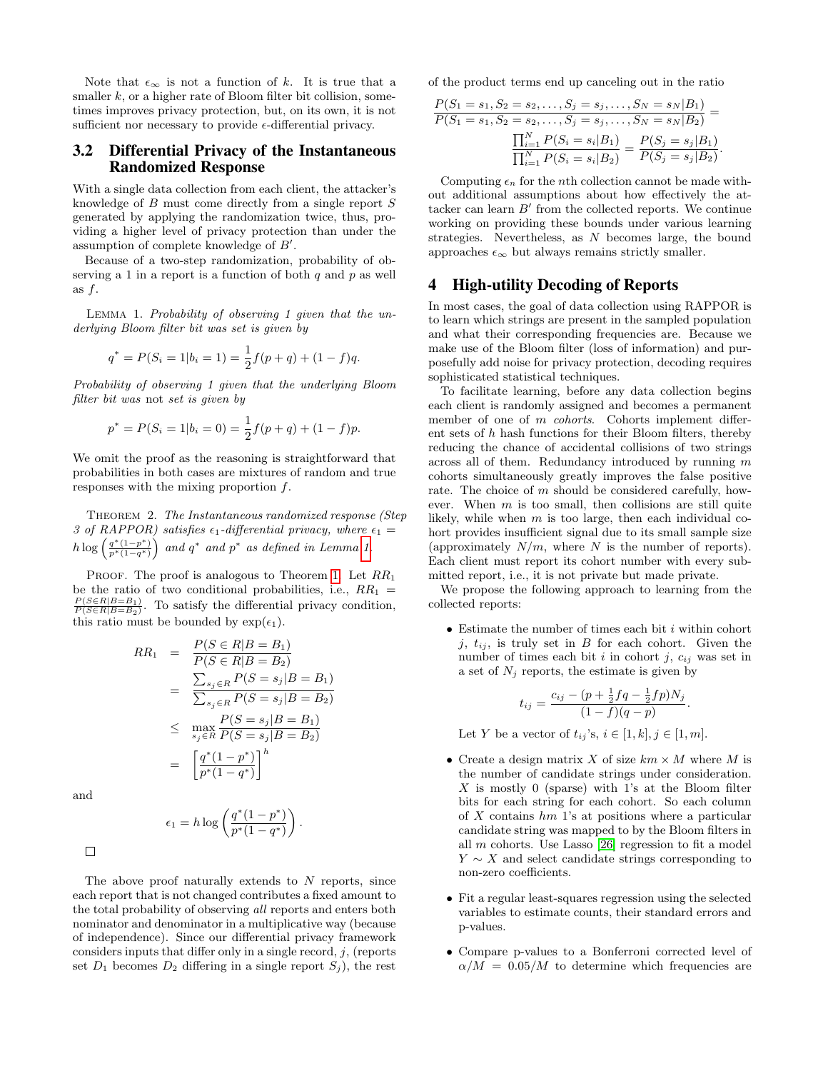Note that $\epsilon_\infty$ is not a function of $k$. It is true that a smaller $k$, or a higher rate of Bloom filter bit collision, sometimes improves privacy protection, but, on its own, it is not sufficient nor necessary to provide $\epsilon$-differential privacy.

## 3.2 Differential Privacy of the Instantaneous Randomized Response

With a single data collection from each client, the attacker's knowledge of $B$ must come directly from a single report $S$ generated by applying the randomization twice, thus, providing a higher level of privacy protection than under the assumption of complete knowledge of $B'$.

Because of a two-step randomization, probability of observing a 1 in a report is a function of both $q$ and $p$ as well as $f$.

Lemma 1. *Probability of observing 1 given that the underlying Bloom filter bit was set is given by*

$$q^* = P(S_i = 1 | b_i = 1) = \frac{1}{2}f(p+q) + (1-f)q.$$

*Probability of observing 1 given that the underlying Bloom filter bit was* not *set is given by*

$$p^* = P(S_i = 1 | b_i = 0) = \frac{1}{2}f(p+q) + (1-f)p.$$

We omit the proof as the reasoning is straightforward that probabilities in both cases are mixtures of random and true responses with the mixing proportion $f$.

Theorem 2. *The Instantaneous randomized response (Step 3 of RAPPOR) satisfies $\epsilon_1$-differential privacy, where $\epsilon_1 = h \log\left(\frac{q^*(1-p^*)}{p^*(1-q^*)}\right)$ and $q^*$ and $p^*$ as defined in Lemma 1.*

Proof. The proof is analogous to Theorem 1. Let $RR_1$ be the ratio of two conditional probabilities, i.e., $RR_1 = \frac{P(S \in R | B = B_1)}{P(S \in R | B = B_2)}$. To satisfy the differential privacy condition, this ratio must be bounded by $\exp(\epsilon_1)$.

$$\begin{aligned}
RR_1 &= \frac{P(S \in R | B = B_1)}{P(S \in R | B = B_2)} \\
&= \frac{\sum_{s_j \in R} P(S = s_j | B = B_1)}{\sum_{s_j \in R} P(S = s_j | B = B_2)} \\
&\leq \max_{s_j \in R} \frac{P(S = s_j | B = B_1)}{P(S = s_j | B = B_2)} \\
&= \left[\frac{q^*(1-p^*)}{p^*(1-q^*)}\right]^h
\end{aligned}$$

and

$$\epsilon_1 = h \log\left(\frac{q^*(1-p^*)}{p^*(1-q^*)}\right).$$

□

The above proof naturally extends to $N$ reports, since each report that is not changed contributes a fixed amount to the total probability of observing *all* reports and enters both nominator and denominator in a multiplicative way (because of independence). Since our differential privacy framework considers inputs that differ only in a single record, $j$, (reports set $D_1$ becomes $D_2$ differing in a single report $S_j$), the rest of the product terms end up canceling out in the ratio

$$\frac{P(S_1 = s_1, S_2 = s_2, \ldots, S_j = s_j, \ldots, S_N = s_N | B_1)}{P(S_1 = s_1, S_2 = s_2, \ldots, S_j = s_j, \ldots, S_N = s_N | B_2)} = \frac{\prod_{i=1}^N P(S_i = s_i | B_1)}{\prod_{i=1}^N P(S_i = s_i | B_2)} = \frac{P(S_j = s_j | B_1)}{P(S_j = s_j | B_2)}.$$

Computing $\epsilon_n$ for the $n$th collection cannot be made without additional assumptions about how effectively the attacker can learn $B'$ from the collected reports. We continue working on providing these bounds under various learning strategies. Nevertheless, as $N$ becomes large, the bound approaches $\epsilon_\infty$ but always remains strictly smaller.

# 4 High-utility Decoding of Reports

In most cases, the goal of data collection using RAPPOR is to learn which strings are present in the sampled population and what their corresponding frequencies are. Because we make use of the Bloom filter (loss of information) and purposefully add noise for privacy protection, decoding requires sophisticated statistical techniques.

To facilitate learning, before any data collection begins each client is randomly assigned and becomes a permanent member of one of $m$ *cohorts*. Cohorts implement different sets of $h$ hash functions for their Bloom filters, thereby reducing the chance of accidental collisions of two strings across all of them. Redundancy introduced by running $m$ cohorts simultaneously greatly improves the false positive rate. The choice of $m$ should be considered carefully, however. When $m$ is too small, then collisions are still quite likely, while when $m$ is too large, then each individual cohort provides insufficient signal due to its small sample size (approximately $N/m$, where $N$ is the number of reports). Each client must report its cohort number with every submitted report, i.e., it is not private but made private.

We propose the following approach to learning from the collected reports:

- Estimate the number of times each bit $i$ within cohort $j$, $t_{ij}$, is truly set in $B$ for each cohort. Given the number of times each bit $i$ in cohort $j$, $c_{ij}$ was set in a set of $N_j$ reports, the estimate is given by

  $$t_{ij} = \frac{c_{ij} - (p + \frac{1}{2}fq - \frac{1}{2}fp)N_j}{(1-f)(q-p)}.$$

  Let $Y$ be a vector of $t_{ij}$'s, $i \in [1, k], j \in [1, m]$.

- Create a design matrix $X$ of size $km \times M$ where $M$ is the number of candidate strings under consideration. $X$ is mostly 0 (sparse) with 1's at the Bloom filter bits for each string for each cohort. So each column of $X$ contains $hm$ 1's at positions where a particular candidate string was mapped to by the Bloom filters in all $m$ cohorts. Use Lasso [26] regression to fit a model $Y \sim X$ and select candidate strings corresponding to non-zero coefficients.

- Fit a regular least-squares regression using the selected variables to estimate counts, their standard errors and p-values.

- Compare p-values to a Bonferroni corrected level of $\alpha/M = 0.05/M$ to determine which frequencies are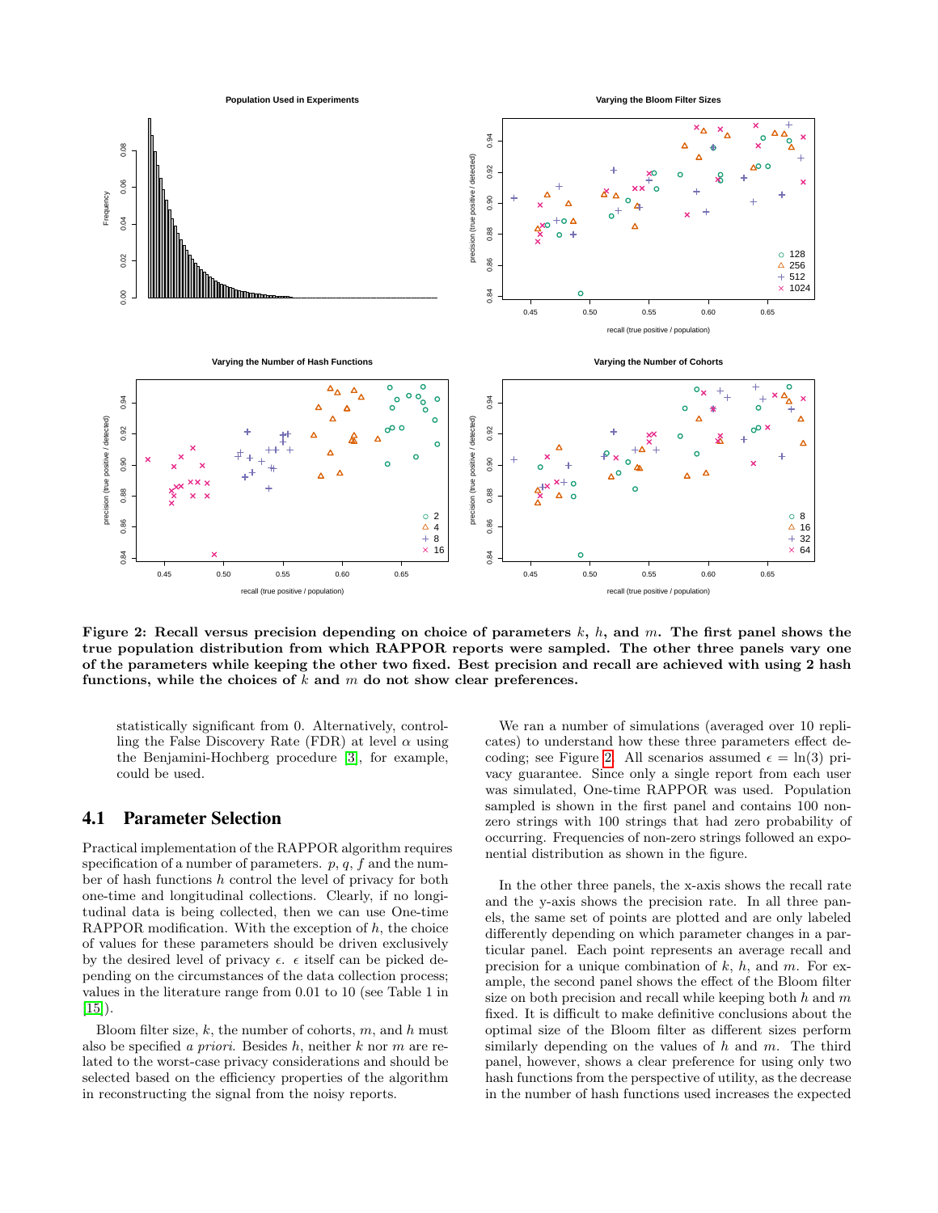Population Used in Experiments

Frequency

0.00 0.02 0.04 0.06 0.08

Varying the Bloom Filter Sizes

precision (true positive / detected)

recall (true positive / population)

0.84 0.86 0.88 0.90 0.92 0.94

0.45 0.50 0.55 0.60 0.65

128
256
512
1024

Varying the Number of Hash Functions

precision (true positive / detected)

recall (true positive / population)

0.84 0.86 0.88 0.90 0.92 0.94

0.45 0.50 0.55 0.60 0.65

2
4
8
16

Varying the Number of Cohorts

precision (true positive / detected)

recall (true positive / population)

0.84 0.86 0.88 0.90 0.92 0.94

0.45 0.50 0.55 0.60 0.65

8
16
32
64

**Figure 2: Recall versus precision depending on choice of parameters $k$, $h$, and $m$. The first panel shows the true population distribution from which RAPPOR reports were sampled. The other three panels vary one of the parameters while keeping the other two fixed. Best precision and recall are achieved with using 2 hash functions, while the choices of $k$ and $m$ do not show clear preferences.**

statistically significant from 0. Alternatively, controlling the False Discovery Rate (FDR) at level $\alpha$ using the Benjamini-Hochberg procedure [3], for example, could be used.

## 4.1 Parameter Selection

Practical implementation of the RAPPOR algorithm requires specification of a number of parameters. $p$, $q$, $f$ and the number of hash functions $h$ control the level of privacy for both one-time and longitudinal collections. Clearly, if no longitudinal data is being collected, then we can use One-time RAPPOR modification. With the exception of $h$, the choice of values for these parameters should be driven exclusively by the desired level of privacy $\epsilon$. $\epsilon$ itself can be picked depending on the circumstances of the data collection process; values in the literature range from 0.01 to 10 (see Table 1 in [15]).

Bloom filter size, $k$, the number of cohorts, $m$, and $h$ must also be specified *a priori*. Besides $h$, neither $k$ nor $m$ are related to the worst-case privacy considerations and should be selected based on the efficiency properties of the algorithm in reconstructing the signal from the noisy reports.

We ran a number of simulations (averaged over 10 replicates) to understand how these three parameters effect decoding; see Figure 2. All scenarios assumed $\epsilon = \ln(3)$ privacy guarantee. Since only a single report from each user was simulated, One-time RAPPOR was used. Population sampled is shown in the first panel and contains 100 non-zero strings with 100 strings that had zero probability of occurring. Frequencies of non-zero strings followed an exponential distribution as shown in the figure.

In the other three panels, the x-axis shows the recall rate and the y-axis shows the precision rate. In all three panels, the same set of points are plotted and are only labeled differently depending on which parameter changes in a particular panel. Each point represents an average recall and precision for a unique combination of $k$, $h$, and $m$. For example, the second panel shows the effect of the Bloom filter size on both precision and recall while keeping both $h$ and $m$ fixed. It is difficult to make definitive conclusions about the optimal size of the Bloom filter as different sizes perform similarly depending on the values of $h$ and $m$. The third panel, however, shows a clear preference for using only two hash functions from the perspective of utility, as the decrease in the number of hash functions used increases the expected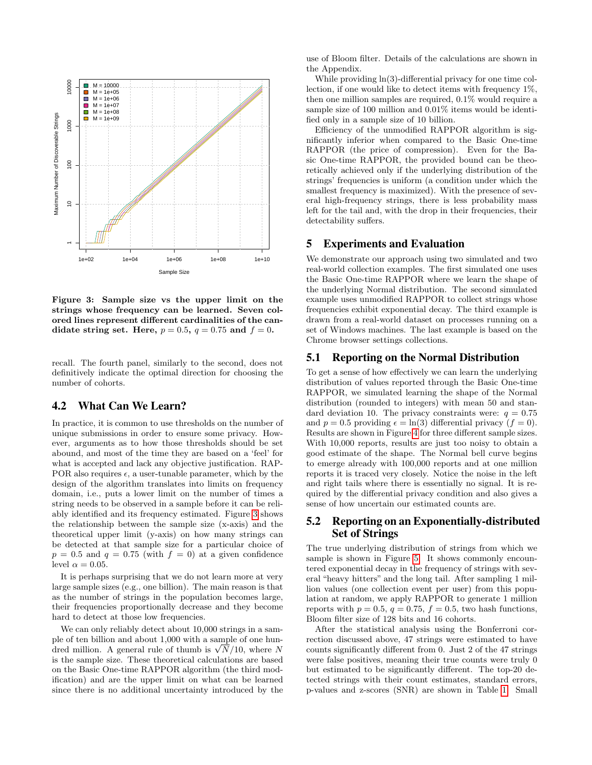M = 10000
M = 1e+05
M = 1e+06
M = 1e+07
M = 1e+08
M = 1e+09

Maximum Number of Discoverable Strings

10000
1000
100
10
1

1e+02 1e+04 1e+06 1e+08 1e+10

Sample Size

**Figure 3: Sample size vs the upper limit on the strings whose frequency can be learned. Seven colored lines represent different cardinalities of the candidate string set. Here, $p = 0.5$, $q = 0.75$ and $f = 0$.**

recall. The fourth panel, similarly to the second, does not definitively indicate the optimal direction for choosing the number of cohorts.

## 4.2 What Can We Learn?

In practice, it is common to use thresholds on the number of unique submissions in order to ensure some privacy. However, arguments as to how those thresholds should be set abound, and most of the time they are based on a 'feel' for what is accepted and lack any objective justification. RAPPOR also requires $\epsilon$, a user-tunable parameter, which by the design of the algorithm translates into limits on frequency domain, i.e., puts a lower limit on the number of times a string needs to be observed in a sample before it can be reliably identified and its frequency estimated. Figure 3 shows the relationship between the sample size (x-axis) and the theoretical upper limit (y-axis) on how many strings can be detected at that sample size for a particular choice of $p = 0.5$ and $q = 0.75$ (with $f = 0$) at a given confidence level $\alpha = 0.05$.

It is perhaps surprising that we do not learn more at very large sample sizes (e.g., one billion). The main reason is that as the number of strings in the population becomes large, their frequencies proportionally decrease and they become hard to detect at those low frequencies.

We can only reliably detect about 10,000 strings in a sample of ten billion and about 1,000 with a sample of one hundred million. A general rule of thumb is $\sqrt{N}/10$, where $N$ is the sample size. These theoretical calculations are based on the Basic One-time RAPPOR algorithm (the third modification) and are the upper limit on what can be learned since there is no additional uncertainty introduced by the use of Bloom filter. Details of the calculations are shown in the Appendix.

While providing $\ln(3)$-differential privacy for one time collection, if one would like to detect items with frequency 1%, then one million samples are required, 0.1% would require a sample size of 100 million and 0.01% items would be identified only in a sample size of 10 billion.

Efficiency of the unmodified RAPPOR algorithm is significantly inferior when compared to the Basic One-time RAPPOR (the price of compression). Even for the Basic One-time RAPPOR, the provided bound can be theoretically achieved only if the underlying distribution of the strings' frequencies is uniform (a condition under which the smallest frequency is maximized). With the presence of several high-frequency strings, there is less probability mass left for the tail and, with the drop in their frequencies, their detectability suffers.

# 5 Experiments and Evaluation

We demonstrate our approach using two simulated and two real-world collection examples. The first simulated one uses the Basic One-time RAPPOR where we learn the shape of the underlying Normal distribution. The second simulated example uses unmodified RAPPOR to collect strings whose frequencies exhibit exponential decay. The third example is drawn from a real-world dataset on processes running on a set of Windows machines. The last example is based on the Chrome browser settings collections.

## 5.1 Reporting on the Normal Distribution

To get a sense of how effectively we can learn the underlying distribution of values reported through the Basic One-time RAPPOR, we simulated learning the shape of the Normal distribution (rounded to integers) with mean 50 and standard deviation 10. The privacy constraints were: $q = 0.75$ and $p = 0.5$ providing $\epsilon = \ln(3)$ differential privacy ($f = 0$). Results are shown in Figure 4 for three different sample sizes. With 10,000 reports, results are just too noisy to obtain a good estimate of the shape. The Normal bell curve begins to emerge already with 100,000 reports and at one million reports it is traced very closely. Notice the noise in the left and right tails where there is essentially no signal. It is required by the differential privacy condition and also gives a sense of how uncertain our estimated counts are.

## 5.2 Reporting on an Exponentially-distributed Set of Strings

The true underlying distribution of strings from which we sample is shown in Figure 5. It shows commonly encountered exponential decay in the frequency of strings with several "heavy hitters" and the long tail. After sampling 1 million values (one collection event per user) from this population at random, we apply RAPPOR to generate 1 million reports with $p = 0.5$, $q = 0.75$, $f = 0.5$, two hash functions, Bloom filter size of 128 bits and 16 cohorts.

After the statistical analysis using the Bonferroni correction discussed above, 47 strings were estimated to have counts significantly different from 0. Just 2 of the 47 strings were false positives, meaning their true counts were truly 0 but estimated to be significantly different. The top-20 detected strings with their count estimates, standard errors, p-values and z-scores (SNR) are shown in Table 1. Small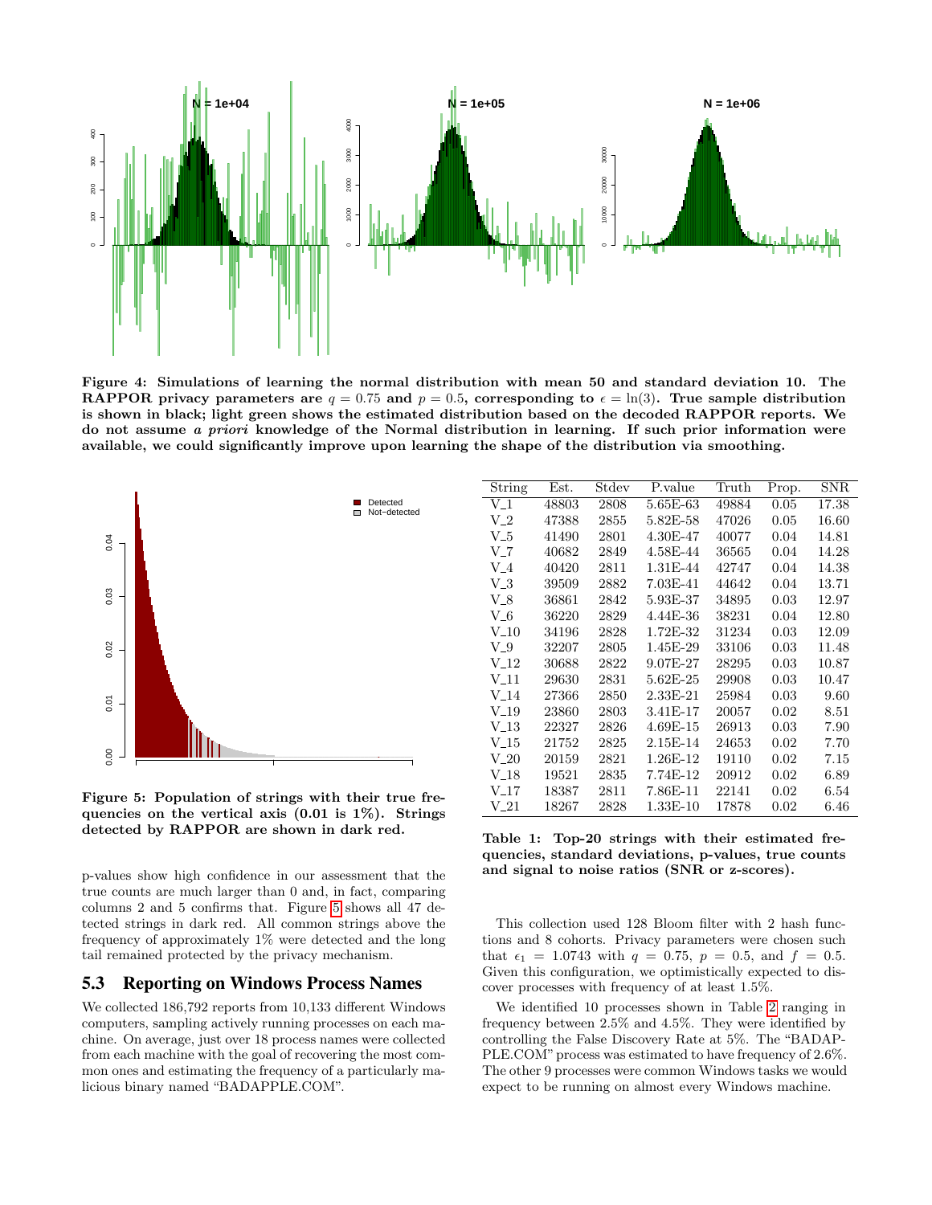N = 1e+04

N = 1e+05

N = 1e+06

Figure 4: Simulations of learning the normal distribution with mean 50 and standard deviation 10. The RAPPOR privacy parameters are $q = 0.75$ and $p = 0.5$, corresponding to $\epsilon = \ln(3)$. True sample distribution is shown in black; light green shows the estimated distribution based on the decoded RAPPOR reports. We do not assume *a priori* knowledge of the Normal distribution in learning. If such prior information were available, we could significantly improve upon learning the shape of the distribution via smoothing.

Detected

Not-detected

Figure 5: Population of strings with their true frequencies on the vertical axis (0.01 is 1%). Strings detected by RAPPOR are shown in dark red.

| String | Est. | Stdev | P.value | Truth | Prop. | SNR |
|---|---|---|---|---|---|---|
| V_1 | 48803 | 2808 | 5.65E-63 | 49884 | 0.05 | 17.38 |
| V_2 | 47388 | 2855 | 5.82E-58 | 47026 | 0.05 | 16.60 |
| V_5 | 41490 | 2801 | 4.30E-47 | 40077 | 0.04 | 14.81 |
| V_7 | 40682 | 2849 | 4.58E-44 | 36565 | 0.04 | 14.28 |
| V_4 | 40420 | 2811 | 1.31E-44 | 42747 | 0.04 | 14.38 |
| V_3 | 39509 | 2882 | 7.03E-41 | 44642 | 0.04 | 13.71 |
| V_8 | 36861 | 2842 | 5.93E-37 | 34895 | 0.03 | 12.97 |
| V_6 | 36220 | 2829 | 4.44E-36 | 38231 | 0.04 | 12.80 |
| V_10 | 34196 | 2828 | 1.72E-32 | 31234 | 0.03 | 12.09 |
| V_9 | 32207 | 2805 | 1.45E-29 | 33106 | 0.03 | 11.48 |
| V_12 | 30688 | 2822 | 9.07E-27 | 28295 | 0.03 | 10.87 |
| V_11 | 29630 | 2831 | 5.62E-25 | 29908 | 0.03 | 10.47 |
| V_14 | 27366 | 2850 | 2.33E-21 | 25984 | 0.03 | 9.60 |
| V_19 | 23860 | 2803 | 3.41E-17 | 20057 | 0.02 | 8.51 |
| V_13 | 22327 | 2826 | 4.69E-15 | 26913 | 0.03 | 7.90 |
| V_15 | 21752 | 2825 | 2.15E-14 | 24653 | 0.02 | 7.70 |
| V_20 | 20159 | 2821 | 1.26E-12 | 19110 | 0.02 | 7.15 |
| V_18 | 19521 | 2835 | 7.74E-12 | 20912 | 0.02 | 6.89 |
| V_17 | 18387 | 2811 | 7.86E-11 | 22141 | 0.02 | 6.54 |
| V_21 | 18267 | 2828 | 1.33E-10 | 17878 | 0.02 | 6.46 |

Table 1: Top-20 strings with their estimated frequencies, standard deviations, p-values, true counts and signal to noise ratios (SNR or z-scores).

p-values show high confidence in our assessment that the true counts are much larger than 0 and, in fact, comparing columns 2 and 5 confirms that. Figure 5 shows all 47 detected strings in dark red. All common strings above the frequency of approximately 1% were detected and the long tail remained protected by the privacy mechanism.

## 5.3 Reporting on Windows Process Names

We collected 186,792 reports from 10,133 different Windows computers, sampling actively running processes on each machine. On average, just over 18 process names were collected from each machine with the goal of recovering the most common ones and estimating the frequency of a particularly malicious binary named "BADAPPLE.COM".

This collection used 128 Bloom filter with 2 hash functions and 8 cohorts. Privacy parameters were chosen such that $\epsilon_1 = 1.0743$ with $q = 0.75$, $p = 0.5$, and $f = 0.5$. Given this configuration, we optimistically expected to discover processes with frequency of at least 1.5%.

We identified 10 processes shown in Table 2 ranging in frequency between 2.5% and 4.5%. They were identified by controlling the False Discovery Rate at 5%. The "BADAPPLE.COM" process was estimated to have frequency of 2.6%. The other 9 processes were common Windows tasks we would expect to be running on almost every Windows machine.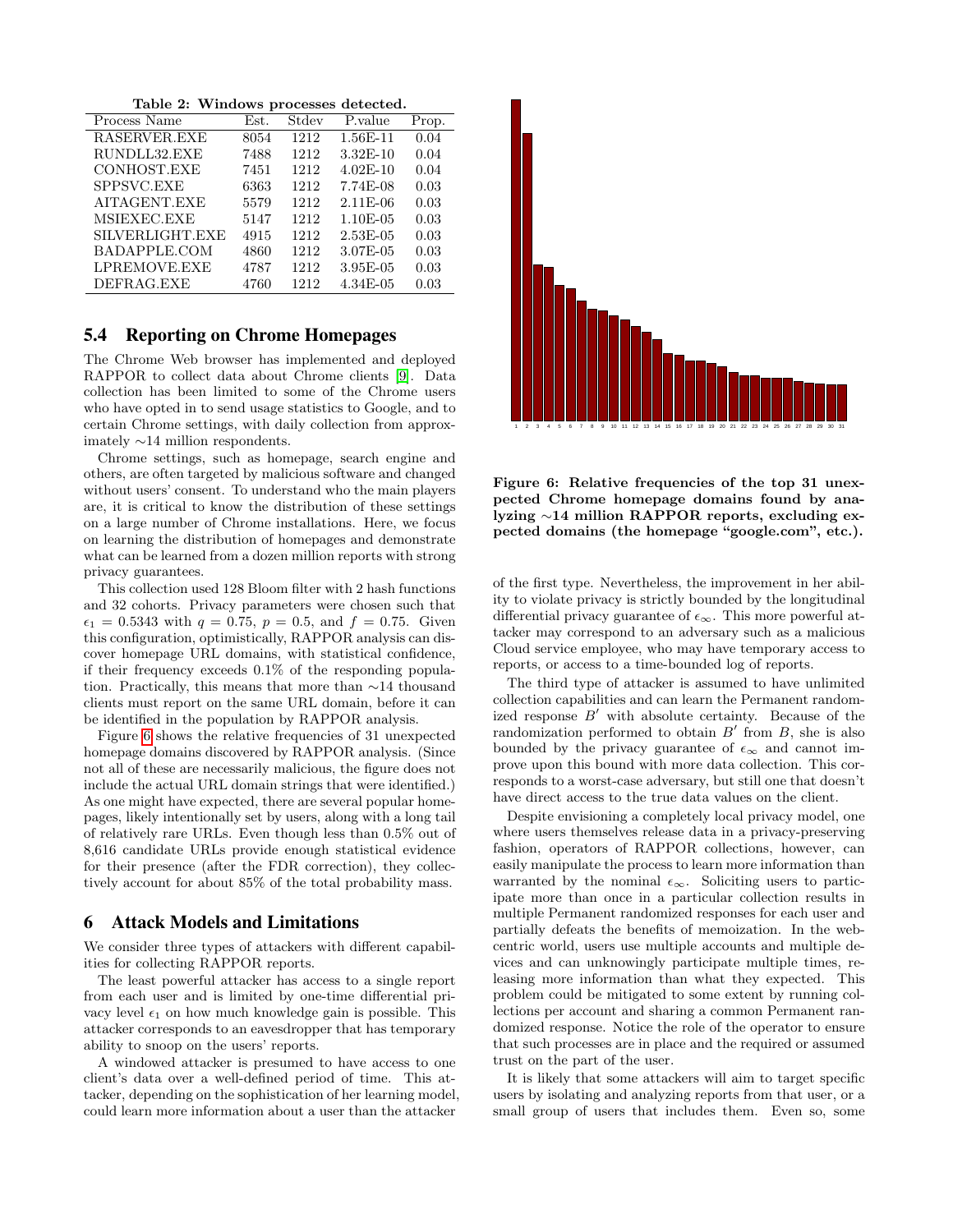**Table 2: Windows processes detected.**

| Process Name | Est. | Stdev | P.value | Prop. |
|---|---|---|---|---|
| RASERVER.EXE | 8054 | 1212 | 1.56E-11 | 0.04 |
| RUNDLL32.EXE | 7488 | 1212 | 3.32E-10 | 0.04 |
| CONHOST.EXE | 7451 | 1212 | 4.02E-10 | 0.04 |
| SPPSVC.EXE | 6363 | 1212 | 7.74E-08 | 0.03 |
| AITAGENT.EXE | 5579 | 1212 | 2.11E-06 | 0.03 |
| MSIEXEC.EXE | 5147 | 1212 | 1.10E-05 | 0.03 |
| SILVERLIGHT.EXE | 4915 | 1212 | 2.53E-05 | 0.03 |
| BADAPPLE.COM | 4860 | 1212 | 3.07E-05 | 0.03 |
| LPREMOVE.EXE | 4787 | 1212 | 3.95E-05 | 0.03 |
| DEFRAG.EXE | 4760 | 1212 | 4.34E-05 | 0.03 |

## 5.4 Reporting on Chrome Homepages

The Chrome Web browser has implemented and deployed RAPPOR to collect data about Chrome clients [9]. Data collection has been limited to some of the Chrome users who have opted in to send usage statistics to Google, and to certain Chrome settings, with daily collection from approximately ~14 million respondents.

Chrome settings, such as homepage, search engine and others, are often targeted by malicious software and changed without users' consent. To understand who the main players are, it is critical to know the distribution of these settings on a large number of Chrome installations. Here, we focus on learning the distribution of homepages and demonstrate what can be learned from a dozen million reports with strong privacy guarantees.

This collection used 128 Bloom filter with 2 hash functions and 32 cohorts. Privacy parameters were chosen such that $\epsilon_1 = 0.5343$ with $q = 0.75$, $p = 0.5$, and $f = 0.75$. Given this configuration, optimistically, RAPPOR analysis can discover homepage URL domains, with statistical confidence, if their frequency exceeds 0.1% of the responding population. Practically, this means that more than ~14 thousand clients must report on the same URL domain, before it can be identified in the population by RAPPOR analysis.

Figure 6 shows the relative frequencies of 31 unexpected homepage domains discovered by RAPPOR analysis. (Since not all of these are necessarily malicious, the figure does not include the actual URL domain strings that were identified.) As one might have expected, there are several popular homepages, likely intentionally set by users, along with a long tail of relatively rare URLs. Even though less than 0.5% out of 8,616 candidate URLs provide enough statistical evidence for their presence (after the FDR correction), they collectively account for about 85% of the total probability mass.

**Figure 6: Relative frequencies of the top 31 unexpected Chrome homepage domains found by analyzing ~14 million RAPPOR reports, excluding expected domains (the homepage "google.com", etc.).**

## 6 Attack Models and Limitations

We consider three types of attackers with different capabilities for collecting RAPPOR reports.

The least powerful attacker has access to a single report from each user and is limited by one-time differential privacy level $\epsilon_1$ on how much knowledge gain is possible. This attacker corresponds to an eavesdropper that has temporary ability to snoop on the users' reports.

A windowed attacker is presumed to have access to one client's data over a well-defined period of time. This attacker, depending on the sophistication of her learning model, could learn more information about a user than the attacker of the first type. Nevertheless, the improvement in her ability to violate privacy is strictly bounded by the longitudinal differential privacy guarantee of $\epsilon_\infty$. This more powerful attacker may correspond to an adversary such as a malicious Cloud service employee, who may have temporary access to reports, or access to a time-bounded log of reports.

The third type of attacker is assumed to have unlimited collection capabilities and can learn the Permanent randomized response $B'$ with absolute certainty. Because of the randomization performed to obtain $B'$ from $B$, she is also bounded by the privacy guarantee of $\epsilon_\infty$ and cannot improve upon this bound with more data collection. This corresponds to a worst-case adversary, but still one that doesn't have direct access to the true data values on the client.

Despite envisioning a completely local privacy model, one where users themselves release data in a privacy-preserving fashion, operators of RAPPOR collections, however, can easily manipulate the process to learn more information than warranted by the nominal $\epsilon_\infty$. Soliciting users to participate more than once in a particular collection results in multiple Permanent randomized responses for each user and partially defeats the benefits of memoization. In the web-centric world, users use multiple accounts and multiple devices and can unknowingly participate multiple times, releasing more information than what they expected. This problem could be mitigated to some extent by running collections per account and sharing a common Permanent randomized response. Notice the role of the operator to ensure that such processes are in place and the required or assumed trust on the part of the user.

It is likely that some attackers will aim to target specific users by isolating and analyzing reports from that user, or a small group of users that includes them. Even so, some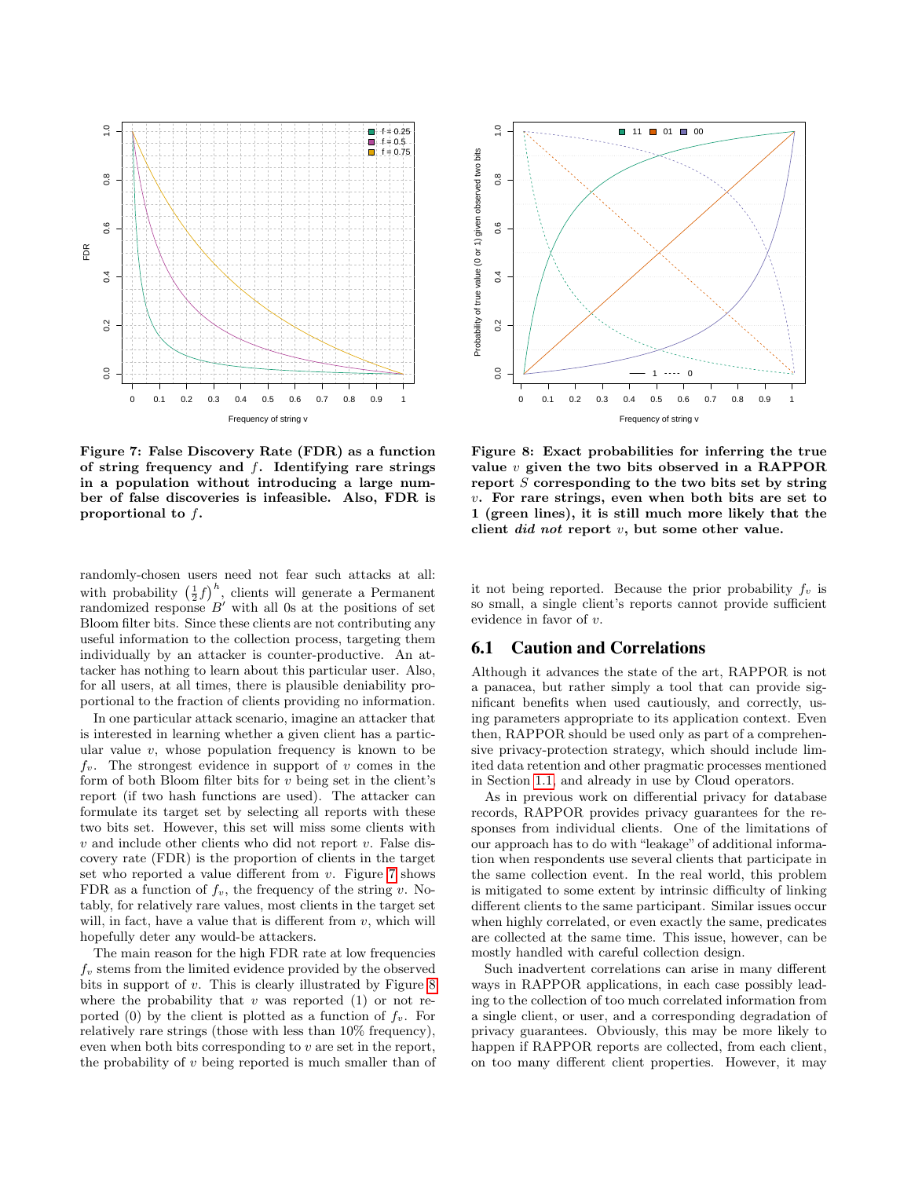FDR

1.0
0.8
0.6
0.4
0.2
0.0

f = 0.25
f = 0.5
f = 0.75

0 0.1 0.2 0.3 0.4 0.5 0.6 0.7 0.8 0.9 1

Frequency of string v

**Figure 7: False Discovery Rate (FDR) as a function of string frequency and $f$. Identifying rare strings in a population without introducing a large number of false discoveries is infeasible. Also, FDR is proportional to $f$.**

Probability of true value (0 or 1) given observed two bits

1.0
0.8
0.6
0.4
0.2
0.0

11 01 00

1 0

0 0.1 0.2 0.3 0.4 0.5 0.6 0.7 0.8 0.9 1

Frequency of string v

**Figure 8: Exact probabilities for inferring the true value $v$ given the two bits observed in a RAPPOR report $S$ corresponding to the two bits set by string $v$. For rare strings, even when both bits are set to 1 (green lines), it is still much more likely that the client *did not* report $v$, but some other value.**

randomly-chosen users need not fear such attacks at all: with probability $\left(\frac{1}{2}f\right)^h$, clients will generate a Permanent randomized response $B'$ with all 0s at the positions of set Bloom filter bits. Since these clients are not contributing any useful information to the collection process, targeting them individually by an attacker is counter-productive. An attacker has nothing to learn about this particular user. Also, for all users, at all times, there is plausible deniability proportional to the fraction of clients providing no information.

In one particular attack scenario, imagine an attacker that is interested in learning whether a given client has a particular value $v$, whose population frequency is known to be $f_v$. The strongest evidence in support of $v$ comes in the form of both Bloom filter bits for $v$ being set in the client's report (if two hash functions are used). The attacker can formulate its target set by selecting all reports with these two bits set. However, this set will miss some clients with $v$ and include other clients who did not report $v$. False discovery rate (FDR) is the proportion of clients in the target set who reported a value different from $v$. Figure 7 shows FDR as a function of $f_v$, the frequency of the string $v$. Notably, for relatively rare values, most clients in the target set will, in fact, have a value that is different from $v$, which will hopefully deter any would-be attackers.

The main reason for the high FDR rate at low frequencies $f_v$ stems from the limited evidence provided by the observed bits in support of $v$. This is clearly illustrated by Figure 8 where the probability that $v$ was reported (1) or not reported (0) by the client is plotted as a function of $f_v$. For relatively rare strings (those with less than 10% frequency), even when both bits corresponding to $v$ are set in the report, the probability of $v$ being reported is much smaller than of it not being reported. Because the prior probability $f_v$ is so small, a single client's reports cannot provide sufficient evidence in favor of $v$.

## 6.1 Caution and Correlations

Although it advances the state of the art, RAPPOR is not a panacea, but rather simply a tool that can provide significant benefits when used cautiously, and correctly, using parameters appropriate to its application context. Even then, RAPPOR should be used only as part of a comprehensive privacy-protection strategy, which should include limited data retention and other pragmatic processes mentioned in Section 1.1, and already in use by Cloud operators.

As in previous work on differential privacy for database records, RAPPOR provides privacy guarantees for the responses from individual clients. One of the limitations of our approach has to do with "leakage" of additional information when respondents use several clients that participate in the same collection event. In the real world, this problem is mitigated to some extent by intrinsic difficulty of linking different clients to the same participant. Similar issues occur when highly correlated, or even exactly the same, predicates are collected at the same time. This issue, however, can be mostly handled with careful collection design.

Such inadvertent correlations can arise in many different ways in RAPPOR applications, in each case possibly leading to the collection of too much correlated information from a single client, or user, and a corresponding degradation of privacy guarantees. Obviously, this may be more likely to happen if RAPPOR reports are collected, from each client, on too many different client properties. However, it may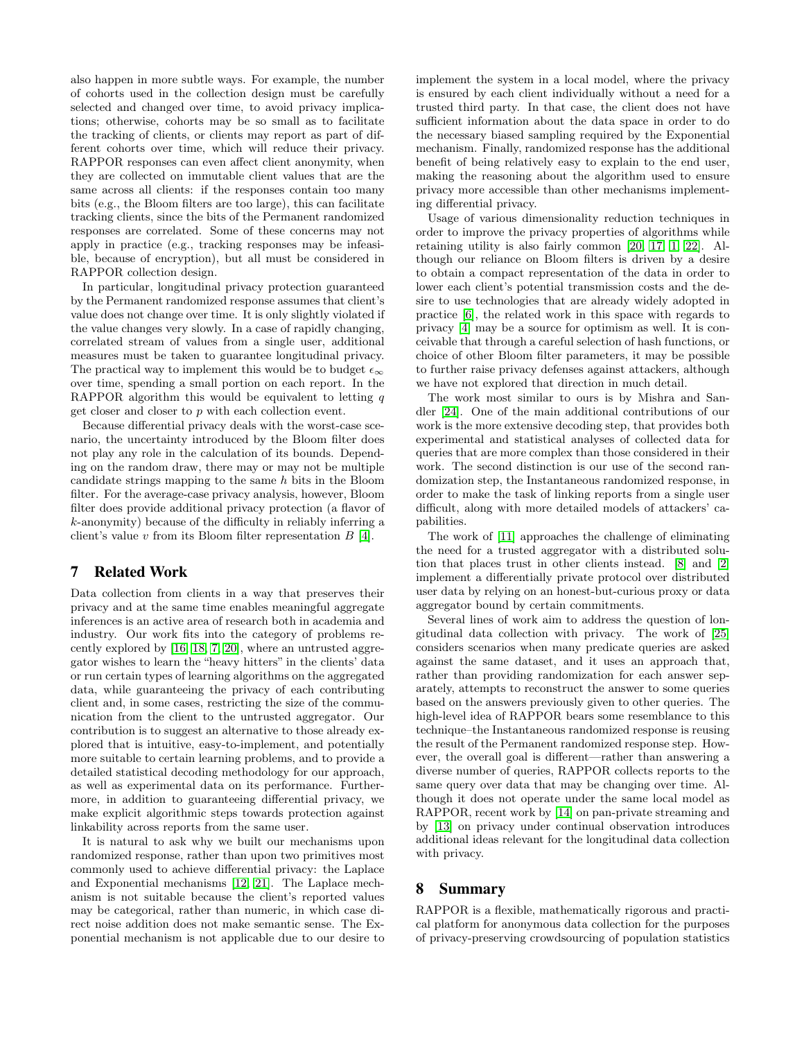also happen in more subtle ways. For example, the number of cohorts used in the collection design must be carefully selected and changed over time, to avoid privacy implications; otherwise, cohorts may be so small as to facilitate the tracking of clients, or clients may report as part of different cohorts over time, which will reduce their privacy. RAPPOR responses can even affect client anonymity, when they are collected on immutable client values that are the same across all clients: if the responses contain too many bits (e.g., the Bloom filters are too large), this can facilitate tracking clients, since the bits of the Permanent randomized responses are correlated. Some of these concerns may not apply in practice (e.g., tracking responses may be infeasible, because of encryption), but all must be considered in RAPPOR collection design.

In particular, longitudinal privacy protection guaranteed by the Permanent randomized response assumes that client's value does not change over time. It is only slightly violated if the value changes very slowly. In a case of rapidly changing, correlated stream of values from a single user, additional measures must be taken to guarantee longitudinal privacy. The practical way to implement this would be to budget $\epsilon_\infty$ over time, spending a small portion on each report. In the RAPPOR algorithm this would be equivalent to letting $q$ get closer and closer to $p$ with each collection event.

Because differential privacy deals with the worst-case scenario, the uncertainty introduced by the Bloom filter does not play any role in the calculation of its bounds. Depending on the random draw, there may or may not be multiple candidate strings mapping to the same $h$ bits in the Bloom filter. For the average-case privacy analysis, however, Bloom filter does provide additional privacy protection (a flavor of $k$-anonymity) because of the difficulty in reliably inferring a client's value $v$ from its Bloom filter representation $B$ [4].

## 7 Related Work

Data collection from clients in a way that preserves their privacy and at the same time enables meaningful aggregate inferences is an active area of research both in academia and industry. Our work fits into the category of problems recently explored by [16, 18, 7, 20], where an untrusted aggregator wishes to learn the "heavy hitters" in the clients' data or run certain types of learning algorithms on the aggregated data, while guaranteeing the privacy of each contributing client and, in some cases, restricting the size of the communication from the client to the untrusted aggregator. Our contribution is to suggest an alternative to those already explored that is intuitive, easy-to-implement, and potentially more suitable to certain learning problems, and to provide a detailed statistical decoding methodology for our approach, as well as experimental data on its performance. Furthermore, in addition to guaranteeing differential privacy, we make explicit algorithmic steps towards protection against linkability across reports from the same user.

It is natural to ask why we built our mechanisms upon randomized response, rather than upon two primitives most commonly used to achieve differential privacy: the Laplace and Exponential mechanisms [12, 21]. The Laplace mechanism is not suitable because the client's reported values may be categorical, rather than numeric, in which case direct noise addition does not make semantic sense. The Exponential mechanism is not applicable due to our desire to implement the system in a local model, where the privacy is ensured by each client individually without a need for a trusted third party. In that case, the client does not have sufficient information about the data space in order to do the necessary biased sampling required by the Exponential mechanism. Finally, randomized response has the additional benefit of being relatively easy to explain to the end user, making the reasoning about the algorithm used to ensure privacy more accessible than other mechanisms implementing differential privacy.

Usage of various dimensionality reduction techniques in order to improve the privacy properties of algorithms while retaining utility is also fairly common [20, 17, 1, 22]. Although our reliance on Bloom filters is driven by a desire to obtain a compact representation of the data in order to lower each client's potential transmission costs and the desire to use technologies that are already widely adopted in practice [6], the related work in this space with regards to privacy [4] may be a source for optimism as well. It is conceivable that through a careful selection of hash functions, or choice of other Bloom filter parameters, it may be possible to further raise privacy defenses against attackers, although we have not explored that direction in much detail.

The work most similar to ours is by Mishra and Sandler [24]. One of the main additional contributions of our work is the more extensive decoding step, that provides both experimental and statistical analyses of collected data for queries that are more complex than those considered in their work. The second distinction is our use of the second randomization step, the Instantaneous randomized response, in order to make the task of linking reports from a single user difficult, along with more detailed models of attackers' capabilities.

The work of [11] approaches the challenge of eliminating the need for a trusted aggregator with a distributed solution that places trust in other clients instead. [8] and [2] implement a differentially private protocol over distributed user data by relying on an honest-but-curious proxy or data aggregator bound by certain commitments.

Several lines of work aim to address the question of longitudinal data collection with privacy. The work of [25] considers scenarios when many predicate queries are asked against the same dataset, and it uses an approach that, rather than providing randomization for each answer separately, attempts to reconstruct the answer to some queries based on the answers previously given to other queries. The high-level idea of RAPPOR bears some resemblance to this technique–the Instantaneous randomized response is reusing the result of the Permanent randomized response step. However, the overall goal is different—rather than answering a diverse number of queries, RAPPOR collects reports to the same query over data that may be changing over time. Although it does not operate under the same local model as RAPPOR, recent work by [14] on pan-private streaming and by [13] on privacy under continual observation introduces additional ideas relevant for the longitudinal data collection with privacy.

## 8 Summary

RAPPOR is a flexible, mathematically rigorous and practical platform for anonymous data collection for the purposes of privacy-preserving crowdsourcing of population statistics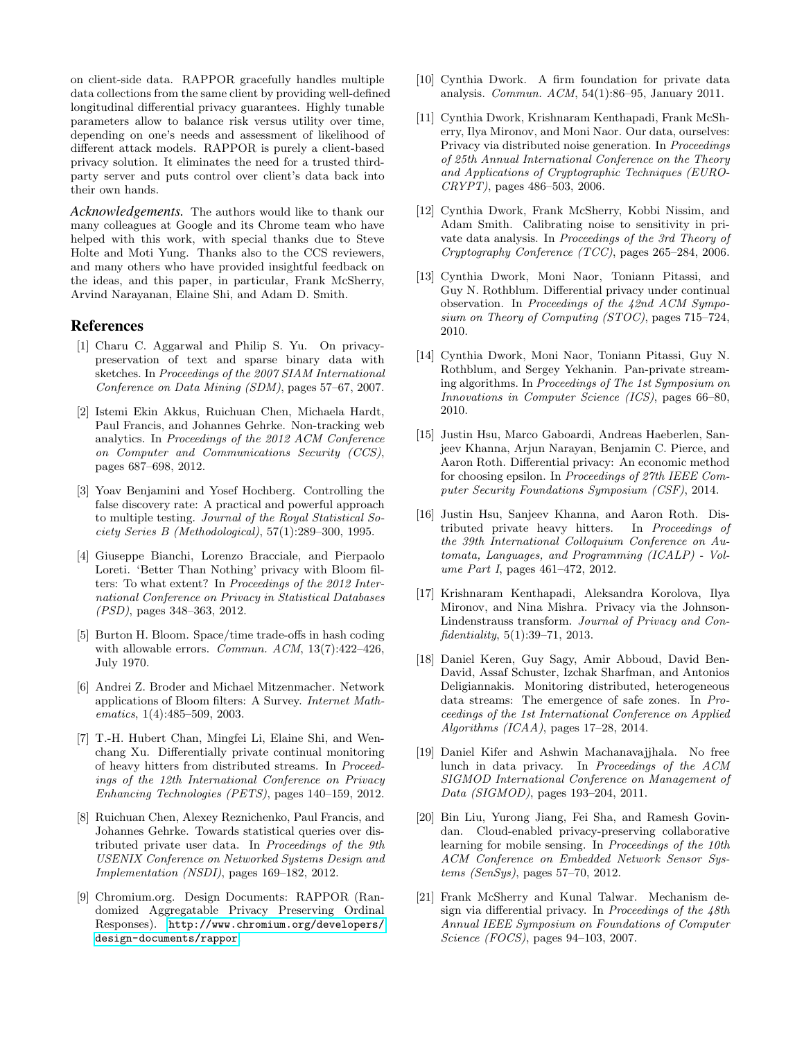on client-side data. RAPPOR gracefully handles multiple data collections from the same client by providing well-defined longitudinal differential privacy guarantees. Highly tunable parameters allow to balance risk versus utility over time, depending on one's needs and assessment of likelihood of different attack models. RAPPOR is purely a client-based privacy solution. It eliminates the need for a trusted third-party server and puts control over client's data back into their own hands.

***Acknowledgements.*** The authors would like to thank our many colleagues at Google and its Chrome team who have helped with this work, with special thanks due to Steve Holte and Moti Yung. Thanks also to the CCS reviewers, and many others who have provided insightful feedback on the ideas, and this paper, in particular, Frank McSherry, Arvind Narayanan, Elaine Shi, and Adam D. Smith.

## References

[1] Charu C. Aggarwal and Philip S. Yu. On privacy-preservation of text and sparse binary data with sketches. In *Proceedings of the 2007 SIAM International Conference on Data Mining (SDM)*, pages 57–67, 2007.

[2] Istemi Ekin Akkus, Ruichuan Chen, Michaela Hardt, Paul Francis, and Johannes Gehrke. Non-tracking web analytics. In *Proceedings of the 2012 ACM Conference on Computer and Communications Security (CCS)*, pages 687–698, 2012.

[3] Yoav Benjamini and Yosef Hochberg. Controlling the false discovery rate: A practical and powerful approach to multiple testing. *Journal of the Royal Statistical Society Series B (Methodological)*, 57(1):289–300, 1995.

[4] Giuseppe Bianchi, Lorenzo Bracciale, and Pierpaolo Loreti. 'Better Than Nothing' privacy with Bloom filters: To what extent? In *Proceedings of the 2012 International Conference on Privacy in Statistical Databases (PSD)*, pages 348–363, 2012.

[5] Burton H. Bloom. Space/time trade-offs in hash coding with allowable errors. *Commun. ACM*, 13(7):422–426, July 1970.

[6] Andrei Z. Broder and Michael Mitzenmacher. Network applications of Bloom filters: A Survey. *Internet Mathematics*, 1(4):485–509, 2003.

[7] T.-H. Hubert Chan, Mingfei Li, Elaine Shi, and Wenchang Xu. Differentially private continual monitoring of heavy hitters from distributed streams. In *Proceedings of the 12th International Conference on Privacy Enhancing Technologies (PETS)*, pages 140–159, 2012.

[8] Ruichuan Chen, Alexey Reznichenko, Paul Francis, and Johannes Gehrke. Towards statistical queries over distributed private user data. In *Proceedings of the 9th USENIX Conference on Networked Systems Design and Implementation (NSDI)*, pages 169–182, 2012.

[9] Chromium.org. Design Documents: RAPPOR (Randomized Aggregatable Privacy Preserving Ordinal Responses). `http://www.chromium.org/developers/design-documents/rappor`

[10] Cynthia Dwork. A firm foundation for private data analysis. *Commun. ACM*, 54(1):86–95, January 2011.

[11] Cynthia Dwork, Krishnaram Kenthapadi, Frank McSherry, Ilya Mironov, and Moni Naor. Our data, ourselves: Privacy via distributed noise generation. In *Proceedings of 25th Annual International Conference on the Theory and Applications of Cryptographic Techniques (EUROCRYPT)*, pages 486–503, 2006.

[12] Cynthia Dwork, Frank McSherry, Kobbi Nissim, and Adam Smith. Calibrating noise to sensitivity in private data analysis. In *Proceedings of the 3rd Theory of Cryptography Conference (TCC)*, pages 265–284, 2006.

[13] Cynthia Dwork, Moni Naor, Toniann Pitassi, and Guy N. Rothblum. Differential privacy under continual observation. In *Proceedings of the 42nd ACM Symposium on Theory of Computing (STOC)*, pages 715–724, 2010.

[14] Cynthia Dwork, Moni Naor, Toniann Pitassi, Guy N. Rothblum, and Sergey Yekhanin. Pan-private streaming algorithms. In *Proceedings of The 1st Symposium on Innovations in Computer Science (ICS)*, pages 66–80, 2010.

[15] Justin Hsu, Marco Gaboardi, Andreas Haeberlen, Sanjeev Khanna, Arjun Narayan, Benjamin C. Pierce, and Aaron Roth. Differential privacy: An economic method for choosing epsilon. In *Proceedings of 27th IEEE Computer Security Foundations Symposium (CSF)*, 2014.

[16] Justin Hsu, Sanjeev Khanna, and Aaron Roth. Distributed private heavy hitters. In *Proceedings of the 39th International Colloquium Conference on Automata, Languages, and Programming (ICALP) - Volume Part I*, pages 461–472, 2012.

[17] Krishnaram Kenthapadi, Aleksandra Korolova, Ilya Mironov, and Nina Mishra. Privacy via the Johnson-Lindenstrauss transform. *Journal of Privacy and Confidentiality*, 5(1):39–71, 2013.

[18] Daniel Keren, Guy Sagy, Amir Abboud, David Ben-David, Assaf Schuster, Izchak Sharfman, and Antonios Deligiannakis. Monitoring distributed, heterogeneous data streams: The emergence of safe zones. In *Proceedings of the 1st International Conference on Applied Algorithms (ICAA)*, pages 17–28, 2014.

[19] Daniel Kifer and Ashwin Machanavajjhala. No free lunch in data privacy. In *Proceedings of the ACM SIGMOD International Conference on Management of Data (SIGMOD)*, pages 193–204, 2011.

[20] Bin Liu, Yurong Jiang, Fei Sha, and Ramesh Govindan. Cloud-enabled privacy-preserving collaborative learning for mobile sensing. In *Proceedings of the 10th ACM Conference on Embedded Network Sensor Systems (SenSys)*, pages 57–70, 2012.

[21] Frank McSherry and Kunal Talwar. Mechanism design via differential privacy. In *Proceedings of the 48th Annual IEEE Symposium on Foundations of Computer Science (FOCS)*, pages 94–103, 2007.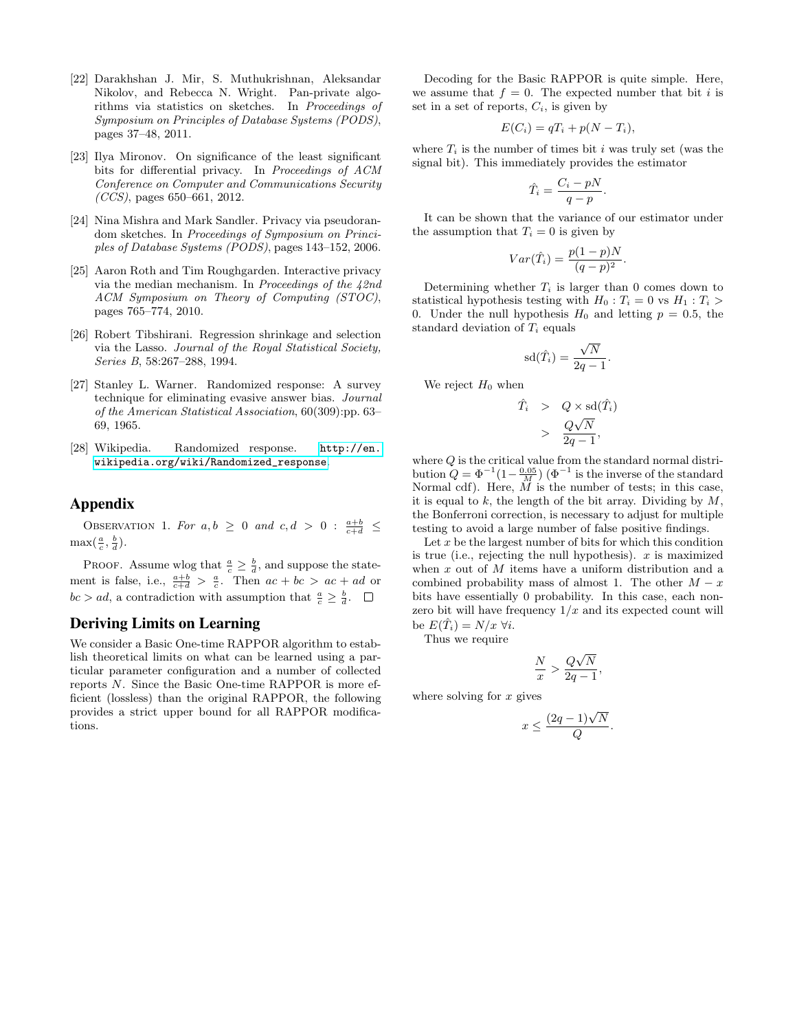[22] Darakhshan J. Mir, S. Muthukrishnan, Aleksandar Nikolov, and Rebecca N. Wright. Pan-private algorithms via statistics on sketches. In *Proceedings of Symposium on Principles of Database Systems (PODS)*, pages 37–48, 2011.

[23] Ilya Mironov. On significance of the least significant bits for differential privacy. In *Proceedings of ACM Conference on Computer and Communications Security (CCS)*, pages 650–661, 2012.

[24] Nina Mishra and Mark Sandler. Privacy via pseudorandom sketches. In *Proceedings of Symposium on Principles of Database Systems (PODS)*, pages 143–152, 2006.

[25] Aaron Roth and Tim Roughgarden. Interactive privacy via the median mechanism. In *Proceedings of the 42nd ACM Symposium on Theory of Computing (STOC)*, pages 765–774, 2010.

[26] Robert Tibshirani. Regression shrinkage and selection via the Lasso. *Journal of the Royal Statistical Society, Series B*, 58:267–288, 1994.

[27] Stanley L. Warner. Randomized response: A survey technique for eliminating evasive answer bias. *Journal of the American Statistical Association*, 60(309):pp. 63–69, 1965.

[28] Wikipedia. Randomized response. http://en.wikipedia.org/wiki/Randomized_response.

## Appendix

Observation 1. *For $a, b \geq 0$ and $c, d > 0$ : $\frac{a+b}{c+d} \leq \max(\frac{a}{c}, \frac{b}{d})$.*

Proof. Assume wlog that $\frac{a}{c} \geq \frac{b}{d}$, and suppose the statement is false, i.e., $\frac{a+b}{c+d} > \frac{a}{c}$. Then $ac + bc > ac + ad$ or $bc > ad$, a contradiction with assumption that $\frac{a}{c} \geq \frac{b}{d}$. □

## Deriving Limits on Learning

We consider a Basic One-time RAPPOR algorithm to establish theoretical limits on what can be learned using a particular parameter configuration and a number of collected reports $N$. Since the Basic One-time RAPPOR is more efficient (lossless) than the original RAPPOR, the following provides a strict upper bound for all RAPPOR modifications.

Decoding for the Basic RAPPOR is quite simple. Here, we assume that $f = 0$. The expected number that bit $i$ is set in a set of reports, $C_i$, is given by

$$E(C_i) = qT_i + p(N - T_i),$$

where $T_i$ is the number of times bit $i$ was truly set (was the signal bit). This immediately provides the estimator

$$\hat{T}_i = \frac{C_i - pN}{q - p}.$$

It can be shown that the variance of our estimator under the assumption that $T_i = 0$ is given by

$$Var(\hat{T}_i) = \frac{p(1-p)N}{(q-p)^2}.$$

Determining whether $T_i$ is larger than 0 comes down to statistical hypothesis testing with $H_0 : T_i = 0$ vs $H_1 : T_i > 0$. Under the null hypothesis $H_0$ and letting $p = 0.5$, the standard deviation of $T_i$ equals

$$\text{sd}(\hat{T}_i) = \frac{\sqrt{N}}{2q - 1}.$$

We reject $H_0$ when

$$\begin{aligned} \hat{T}_i &> Q \times \text{sd}(\hat{T}_i) \\ &> \frac{Q\sqrt{N}}{2q-1}, \end{aligned}$$

where $Q$ is the critical value from the standard normal distribution $Q = \Phi^{-1}(1 - \frac{0.05}{M})$ ($\Phi^{-1}$ is the inverse of the standard Normal cdf). Here, $M$ is the number of tests; in this case, it is equal to $k$, the length of the bit array. Dividing by $M$, the Bonferroni correction, is necessary to adjust for multiple testing to avoid a large number of false positive findings.

Let $x$ be the largest number of bits for which this condition is true (i.e., rejecting the null hypothesis). $x$ is maximized when $x$ out of $M$ items have a uniform distribution and a combined probability mass of almost 1. The other $M - x$ bits have essentially 0 probability. In this case, each non-zero bit will have frequency $1/x$ and its expected count will be $E(\hat{T}_i) = N/x \; \forall i$.

Thus we require

$$\frac{N}{x} > \frac{Q\sqrt{N}}{2q - 1},$$

where solving for $x$ gives

$$x \leq \frac{(2q-1)\sqrt{N}}{Q}.$$